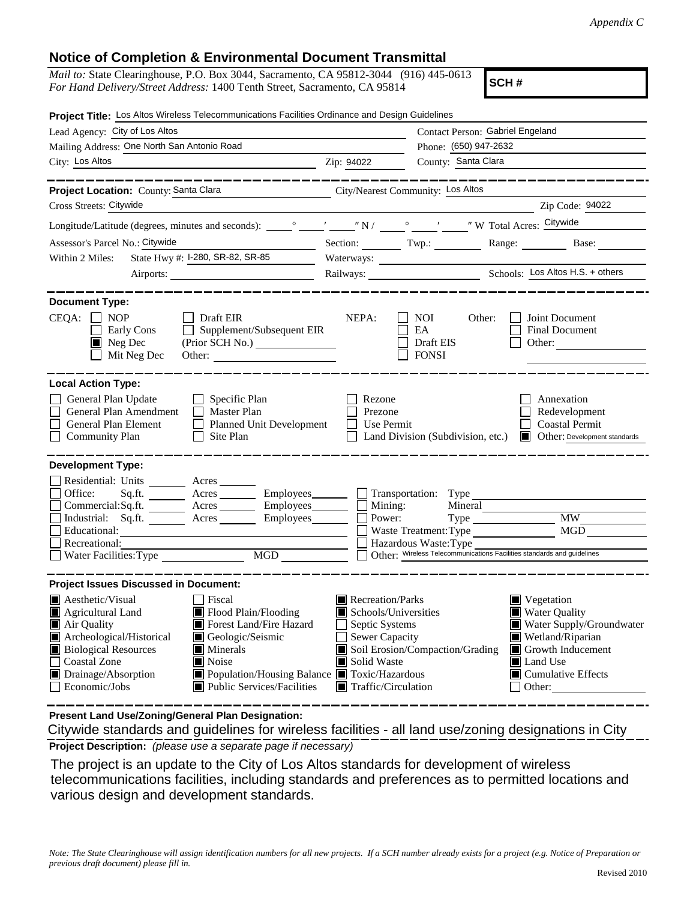*Appendix C*

## Notice of Completion & Environmental Document Transmittal

*Mail to:* State Clearinghouse, P.O. Box 3044, Sacramento, CA 95812-3044 (916) 445-0613
*For Hand Delivery/Street Address:* 1400 Tenth Street, Sacramento, CA 95814

**SCH #**

**Project Title:** Los Altos Wireless Telecommunications Facilities Ordinance and Design Guidelines

Lead Agency: City of Los Altos
Contact Person: Gabriel Engeland
Mailing Address: One North San Antonio Road
Phone: (650) 947-2632
City: Los Altos
Zip: 94022
County: Santa Clara

---

**Project Location:** County: Santa Clara
City/Nearest Community: Los Altos
Cross Streets: Citywide
Zip Code: 94022

Longitude/Latitude (degrees, minutes and seconds): \_\_\_° \_\_\_′ \_\_\_″ N / \_\_\_° \_\_\_′ \_\_\_″ W Total Acres: Citywide

Assessor's Parcel No.: Citywide
Section: \_\_\_ Twp.: \_\_\_ Range: \_\_\_ Base: \_\_\_

Within 2 Miles: State Hwy #: I-280, SR-82, SR-85
Waterways:
Airports:
Railways:
Schools: Los Altos H.S. + others

---

**Document Type:**

CEQA: ☐ NOP ☐ Early Cons ☒ Neg Dec ☐ Mit Neg Dec ☐ Draft EIR ☐ Supplement/Subsequent EIR (Prior SCH No.) \_\_\_ Other: \_\_\_

NEPA: ☐ NOI ☐ EA ☐ Draft EIS ☐ FONSI

Other: ☐ Joint Document ☐ Final Document ☐ Other: \_\_\_

---

**Local Action Type:**

☐ General Plan Update
☐ General Plan Amendment
☐ General Plan Element
☐ Community Plan
☐ Specific Plan
☐ Master Plan
☐ Planned Unit Development
☐ Site Plan
☐ Rezone
☐ Prezone
☐ Use Permit
☐ Land Division (Subdivision, etc.)
☐ Annexation
☐ Redevelopment
☐ Coastal Permit
☒ Other: Development standards

---

**Development Type:**

☐ Residential: Units \_\_\_ Acres \_\_\_
☐ Office: Sq.ft. \_\_\_ Acres \_\_\_ Employees \_\_\_
☐ Commercial: Sq.ft. \_\_\_ Acres \_\_\_ Employees \_\_\_
☐ Industrial: Sq.ft. \_\_\_ Acres \_\_\_ Employees \_\_\_
☐ Educational:
☐ Recreational:
☐ Water Facilities: Type \_\_\_ MGD \_\_\_
☐ Transportation: Type
☐ Mining: Mineral
☐ Power: Type \_\_\_ MW \_\_\_
☐ Waste Treatment: Type \_\_\_ MGD \_\_\_
☐ Hazardous Waste: Type
☐ Other: Wireless Telecommunications Facilities standards and guidelines

---

**Project Issues Discussed in Document:**

☒ Aesthetic/Visual
☒ Agricultural Land
☒ Air Quality
☒ Archeological/Historical
☒ Biological Resources
☐ Coastal Zone
☒ Drainage/Absorption
☐ Economic/Jobs
☐ Fiscal
☒ Flood Plain/Flooding
☒ Forest Land/Fire Hazard
☒ Geologic/Seismic
☒ Minerals
☒ Noise
☒ Population/Housing Balance
☒ Public Services/Facilities
☒ Recreation/Parks
☒ Schools/Universities
☐ Septic Systems
☐ Sewer Capacity
☒ Soil Erosion/Compaction/Grading
☒ Solid Waste
☒ Toxic/Hazardous
☒ Traffic/Circulation
☒ Vegetation
☒ Water Quality
☒ Water Supply/Groundwater
☒ Wetland/Riparian
☒ Growth Inducement
☒ Land Use
☒ Cumulative Effects
☐ Other: \_\_\_

---

**Present Land Use/Zoning/General Plan Designation:**

Citywide standards and guidelines for wireless facilities - all land use/zoning designations in City

**Project Description:** *(please use a separate page if necessary)*

The project is an update to the City of Los Altos standards for development of wireless telecommunications facilities, including standards and preferences as to permitted locations and various design and development standards.

*Note: The State Clearinghouse will assign identification numbers for all new projects. If a SCH number already exists for a project (e.g. Notice of Preparation or previous draft document) please fill in.*

Revised 2010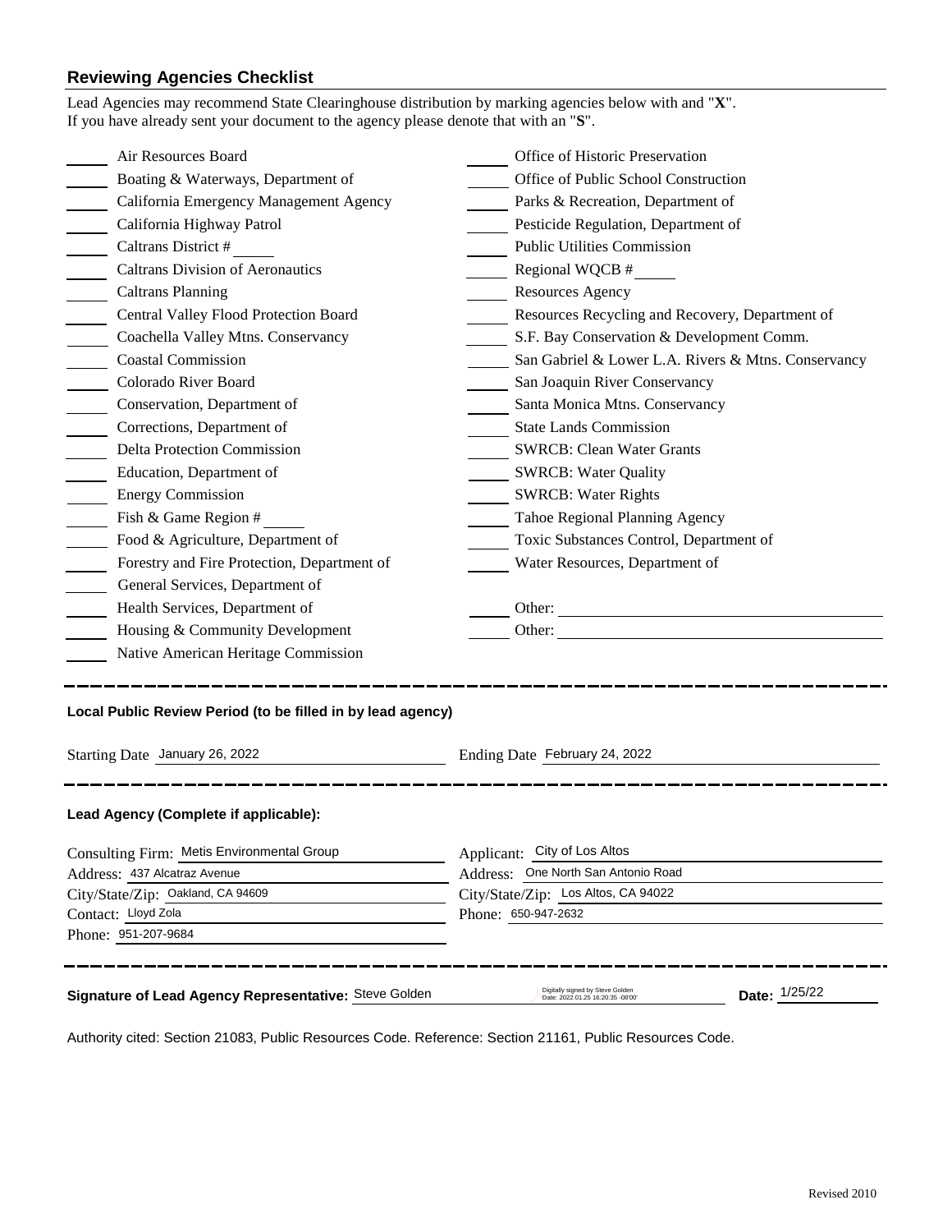## Reviewing Agencies Checklist

Lead Agencies may recommend State Clearinghouse distribution by marking agencies below with and "**X**".
If you have already sent your document to the agency please denote that with an "**S**".

| | | | |
|---|---|---|---|
| _____ | Air Resources Board | _____ | Office of Historic Preservation |
| _____ | Boating & Waterways, Department of | _____ | Office of Public School Construction |
| _____ | California Emergency Management Agency | _____ | Parks & Recreation, Department of |
| _____ | California Highway Patrol | _____ | Pesticide Regulation, Department of |
| _____ | Caltrans District # _____ | _____ | Public Utilities Commission |
| _____ | Caltrans Division of Aeronautics | _____ | Regional WQCB # _____ |
| _____ | Caltrans Planning | _____ | Resources Agency |
| _____ | Central Valley Flood Protection Board | _____ | Resources Recycling and Recovery, Department of |
| _____ | Coachella Valley Mtns. Conservancy | _____ | S.F. Bay Conservation & Development Comm. |
| _____ | Coastal Commission | _____ | San Gabriel & Lower L.A. Rivers & Mtns. Conservancy |
| _____ | Colorado River Board | _____ | San Joaquin River Conservancy |
| _____ | Conservation, Department of | _____ | Santa Monica Mtns. Conservancy |
| _____ | Corrections, Department of | _____ | State Lands Commission |
| _____ | Delta Protection Commission | _____ | SWRCB: Clean Water Grants |
| _____ | Education, Department of | _____ | SWRCB: Water Quality |
| _____ | Energy Commission | _____ | SWRCB: Water Rights |
| _____ | Fish & Game Region # _____ | _____ | Tahoe Regional Planning Agency |
| _____ | Food & Agriculture, Department of | _____ | Toxic Substances Control, Department of |
| _____ | Forestry and Fire Protection, Department of | _____ | Water Resources, Department of |
| _____ | General Services, Department of | | |
| _____ | Health Services, Department of | _____ | Other: _____ |
| _____ | Housing & Community Development | _____ | Other: _____ |
| _____ | Native American Heritage Commission | | |

---

**Local Public Review Period (to be filled in by lead agency)**

Starting Date January 26, 2022

Ending Date February 24, 2022

---

**Lead Agency (Complete if applicable):**

Consulting Firm: Metis Environmental Group
Address: 437 Alcatraz Avenue
City/State/Zip: Oakland, CA 94609
Contact: Lloyd Zola
Phone: 951-207-9684

Applicant: City of Los Altos
Address: One North San Antonio Road
City/State/Zip: Los Altos, CA 94022
Phone: 650-947-2632

---

**Signature of Lead Agency Representative:** Steve Golden Digitally signed by Steve Golden Date: 2022.01.25 16:20:35 -08'00' **Date:** 1/25/22

Authority cited: Section 21083, Public Resources Code. Reference: Section 21161, Public Resources Code.

Revised 2010